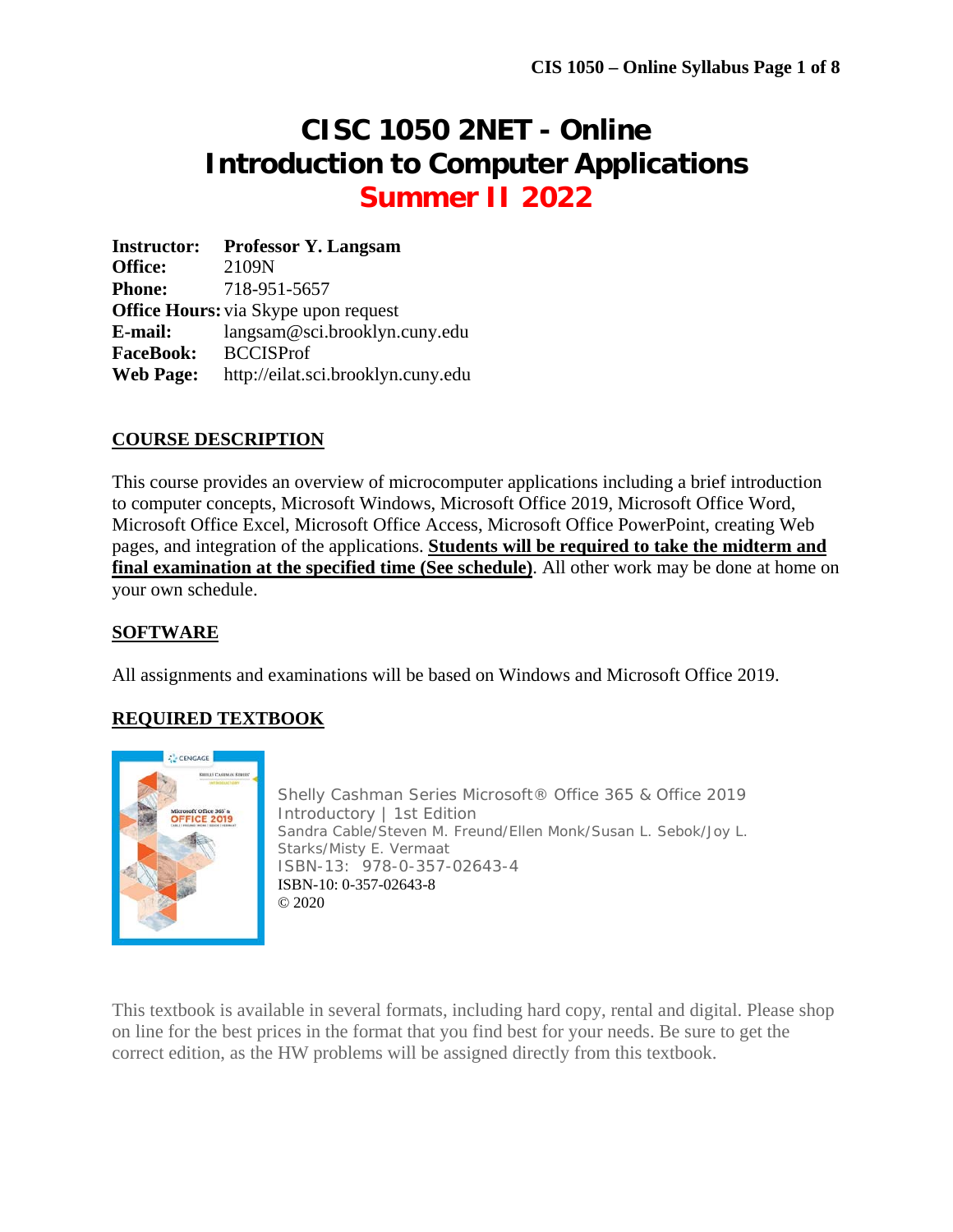# CISC 1050 2NET - Online
# Introduction to Computer Applications
# Summer II 2022

**Instructor:** **Professor Y. Langsam**
**Office:** 2109N
**Phone:** 718-951-5657
**Office Hours:** via Skype upon request
**E-mail:** langsam@sci.brooklyn.cuny.edu
**FaceBook:** BCCISProf
**Web Page:** http://eilat.sci.brooklyn.cuny.edu

## COURSE DESCRIPTION

This course provides an overview of microcomputer applications including a brief introduction to computer concepts, Microsoft Windows, Microsoft Office 2019, Microsoft Office Word, Microsoft Office Excel, Microsoft Office Access, Microsoft Office PowerPoint, creating Web pages, and integration of the applications. **Students will be required to take the midterm and final examination at the specified time (See schedule)**. All other work may be done at home on your own schedule.

## SOFTWARE

All assignments and examinations will be based on Windows and Microsoft Office 2019.

## REQUIRED TEXTBOOK

Shelly Cashman Series Microsoft® Office 365 & Office 2019 Introductory | 1st Edition
Sandra Cable/Steven M. Freund/Ellen Monk/Susan L. Sebok/Joy L. Starks/Misty E. Vermaat
ISBN-13: 978-0-357-02643-4
ISBN-10: 0-357-02643-8
© 2020

This textbook is available in several formats, including hard copy, rental and digital. Please shop on line for the best prices in the format that you find best for your needs. Be sure to get the correct edition, as the HW problems will be assigned directly from this textbook.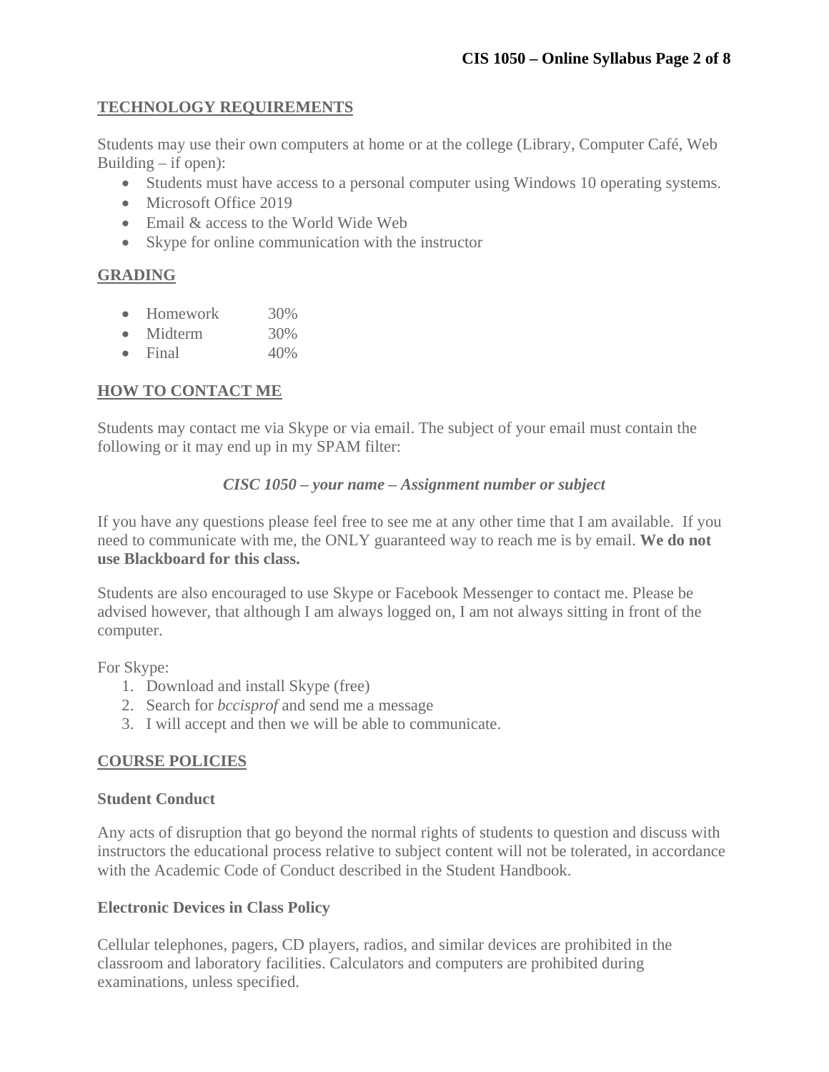## TECHNOLOGY REQUIREMENTS

Students may use their own computers at home or at the college (Library, Computer Café, Web Building – if open):

- Students must have access to a personal computer using Windows 10 operating systems.
- Microsoft Office 2019
- Email & access to the World Wide Web
- Skype for online communication with the instructor

## GRADING

- Homework 30%
- Midterm 30%
- Final 40%

## HOW TO CONTACT ME

Students may contact me via Skype or via email. The subject of your email must contain the following or it may end up in my SPAM filter:

***CISC 1050 – your name – Assignment number or subject***

If you have any questions please feel free to see me at any other time that I am available. If you need to communicate with me, the ONLY guaranteed way to reach me is by email. **We do not use Blackboard for this class.**

Students are also encouraged to use Skype or Facebook Messenger to contact me. Please be advised however, that although I am always logged on, I am not always sitting in front of the computer.

For Skype:

1. Download and install Skype (free)
2. Search for *bccisprof* and send me a message
3. I will accept and then we will be able to communicate.

## COURSE POLICIES

### Student Conduct

Any acts of disruption that go beyond the normal rights of students to question and discuss with instructors the educational process relative to subject content will not be tolerated, in accordance with the Academic Code of Conduct described in the Student Handbook.

### Electronic Devices in Class Policy

Cellular telephones, pagers, CD players, radios, and similar devices are prohibited in the classroom and laboratory facilities. Calculators and computers are prohibited during examinations, unless specified.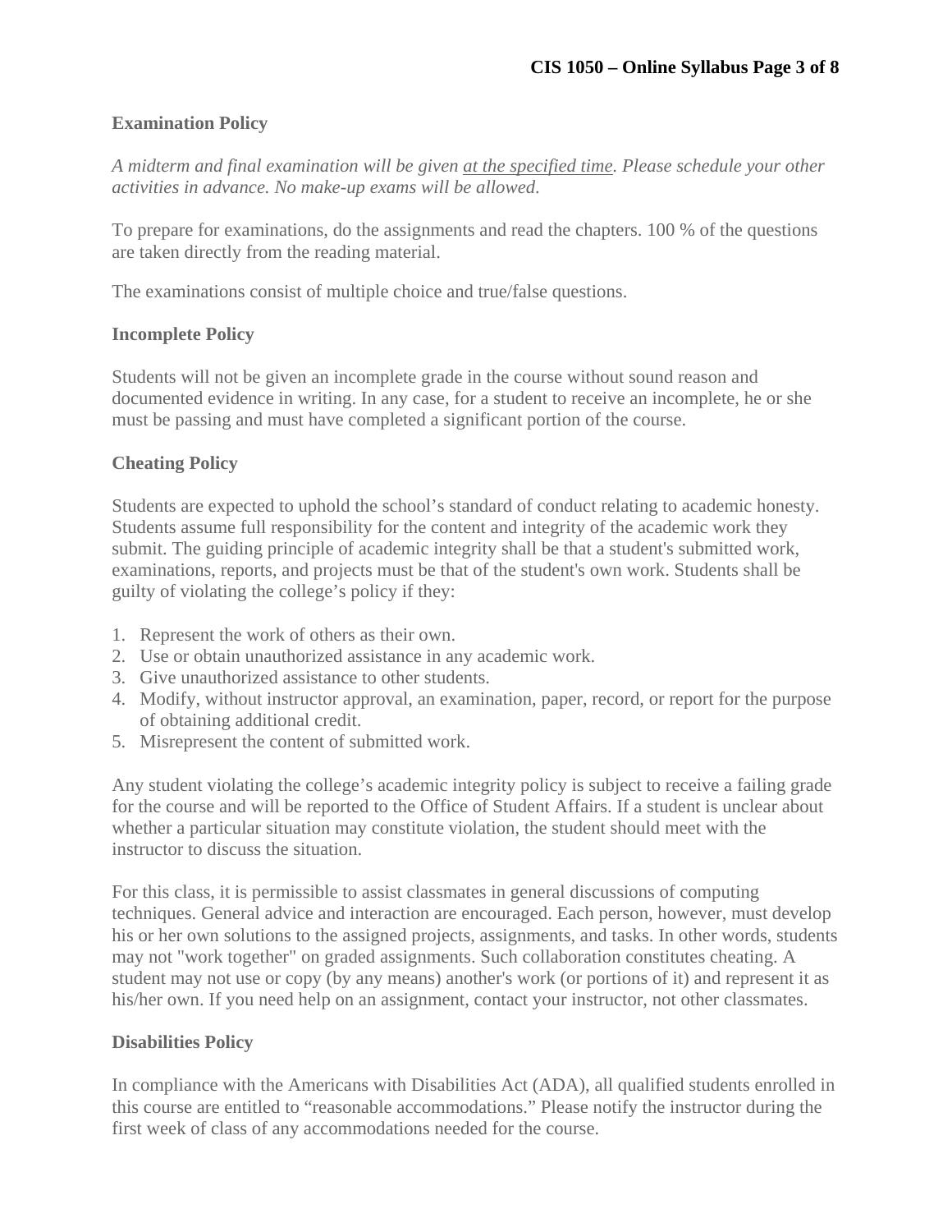## Examination Policy

*A midterm and final examination will be given <u>at the specified time</u>. Please schedule your other activities in advance. No make-up exams will be allowed.*

To prepare for examinations, do the assignments and read the chapters. 100 % of the questions are taken directly from the reading material.

The examinations consist of multiple choice and true/false questions.

## Incomplete Policy

Students will not be given an incomplete grade in the course without sound reason and documented evidence in writing. In any case, for a student to receive an incomplete, he or she must be passing and must have completed a significant portion of the course.

## Cheating Policy

Students are expected to uphold the school's standard of conduct relating to academic honesty. Students assume full responsibility for the content and integrity of the academic work they submit. The guiding principle of academic integrity shall be that a student's submitted work, examinations, reports, and projects must be that of the student's own work. Students shall be guilty of violating the college's policy if they:

1. Represent the work of others as their own.
2. Use or obtain unauthorized assistance in any academic work.
3. Give unauthorized assistance to other students.
4. Modify, without instructor approval, an examination, paper, record, or report for the purpose of obtaining additional credit.
5. Misrepresent the content of submitted work.

Any student violating the college's academic integrity policy is subject to receive a failing grade for the course and will be reported to the Office of Student Affairs. If a student is unclear about whether a particular situation may constitute violation, the student should meet with the instructor to discuss the situation.

For this class, it is permissible to assist classmates in general discussions of computing techniques. General advice and interaction are encouraged. Each person, however, must develop his or her own solutions to the assigned projects, assignments, and tasks. In other words, students may not "work together" on graded assignments. Such collaboration constitutes cheating. A student may not use or copy (by any means) another's work (or portions of it) and represent it as his/her own. If you need help on an assignment, contact your instructor, not other classmates.

## Disabilities Policy

In compliance with the Americans with Disabilities Act (ADA), all qualified students enrolled in this course are entitled to "reasonable accommodations." Please notify the instructor during the first week of class of any accommodations needed for the course.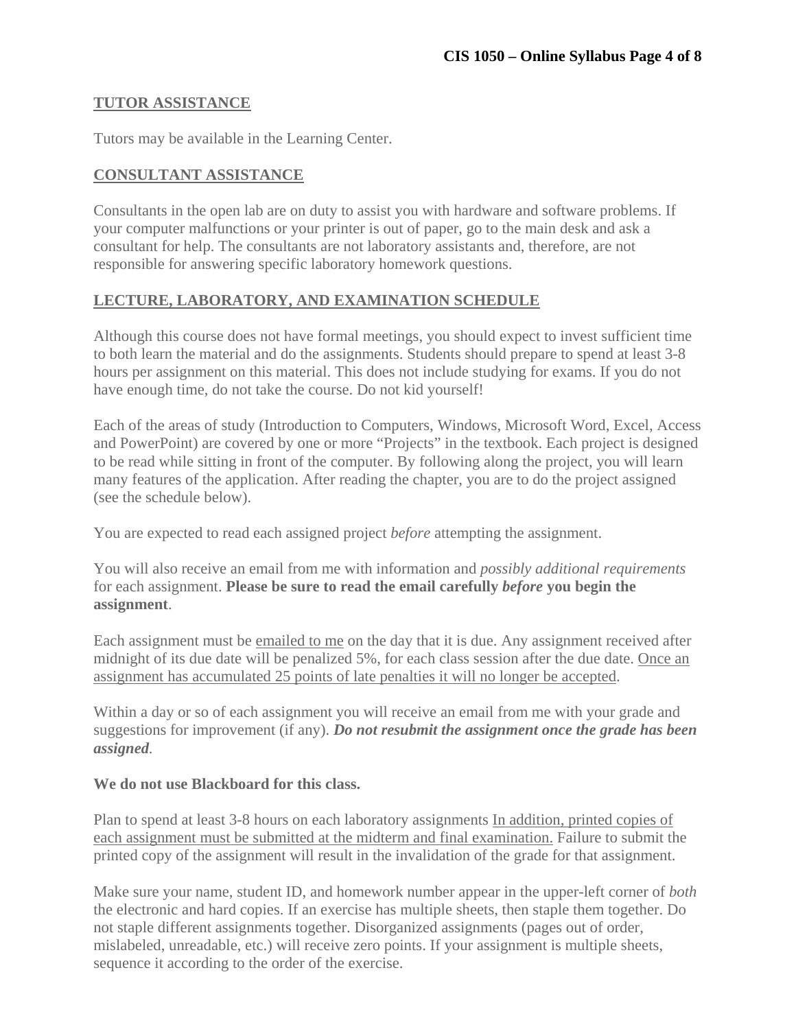## TUTOR ASSISTANCE

Tutors may be available in the Learning Center.

## CONSULTANT ASSISTANCE

Consultants in the open lab are on duty to assist you with hardware and software problems. If your computer malfunctions or your printer is out of paper, go to the main desk and ask a consultant for help. The consultants are not laboratory assistants and, therefore, are not responsible for answering specific laboratory homework questions.

## LECTURE, LABORATORY, AND EXAMINATION SCHEDULE

Although this course does not have formal meetings, you should expect to invest sufficient time to both learn the material and do the assignments. Students should prepare to spend at least 3-8 hours per assignment on this material. This does not include studying for exams. If you do not have enough time, do not take the course. Do not kid yourself!

Each of the areas of study (Introduction to Computers, Windows, Microsoft Word, Excel, Access and PowerPoint) are covered by one or more "Projects" in the textbook. Each project is designed to be read while sitting in front of the computer. By following along the project, you will learn many features of the application. After reading the chapter, you are to do the project assigned (see the schedule below).

You are expected to read each assigned project *before* attempting the assignment.

You will also receive an email from me with information and *possibly additional requirements* for each assignment. **Please be sure to read the email carefully *before* you begin the assignment**.

Each assignment must be emailed to me on the day that it is due. Any assignment received after midnight of its due date will be penalized 5%, for each class session after the due date. Once an assignment has accumulated 25 points of late penalties it will no longer be accepted.

Within a day or so of each assignment you will receive an email from me with your grade and suggestions for improvement (if any). ***Do not resubmit the assignment once the grade has been assigned***.

**We do not use Blackboard for this class.**

Plan to spend at least 3-8 hours on each laboratory assignments In addition, printed copies of each assignment must be submitted at the midterm and final examination. Failure to submit the printed copy of the assignment will result in the invalidation of the grade for that assignment.

Make sure your name, student ID, and homework number appear in the upper-left corner of *both* the electronic and hard copies. If an exercise has multiple sheets, then staple them together. Do not staple different assignments together. Disorganized assignments (pages out of order, mislabeled, unreadable, etc.) will receive zero points. If your assignment is multiple sheets, sequence it according to the order of the exercise.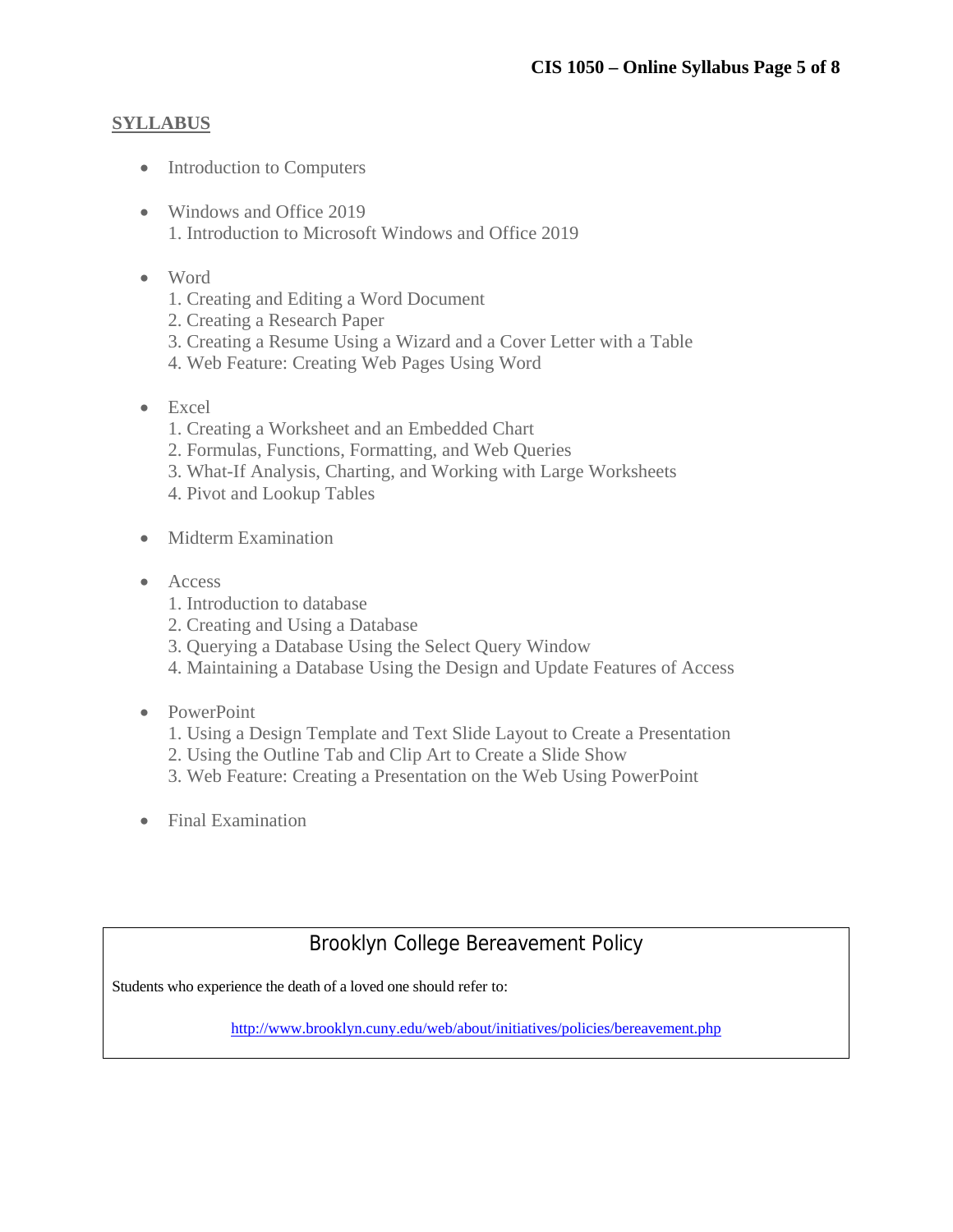## SYLLABUS

- Introduction to Computers

- Windows and Office 2019
  1. Introduction to Microsoft Windows and Office 2019

- Word
  1. Creating and Editing a Word Document
  2. Creating a Research Paper
  3. Creating a Resume Using a Wizard and a Cover Letter with a Table
  4. Web Feature: Creating Web Pages Using Word

- Excel
  1. Creating a Worksheet and an Embedded Chart
  2. Formulas, Functions, Formatting, and Web Queries
  3. What-If Analysis, Charting, and Working with Large Worksheets
  4. Pivot and Lookup Tables

- Midterm Examination

- Access
  1. Introduction to database
  2. Creating and Using a Database
  3. Querying a Database Using the Select Query Window
  4. Maintaining a Database Using the Design and Update Features of Access

- PowerPoint
  1. Using a Design Template and Text Slide Layout to Create a Presentation
  2. Using the Outline Tab and Clip Art to Create a Slide Show
  3. Web Feature: Creating a Presentation on the Web Using PowerPoint

- Final Examination

### Brooklyn College Bereavement Policy

Students who experience the death of a loved one should refer to:

http://www.brooklyn.cuny.edu/web/about/initiatives/policies/bereavement.php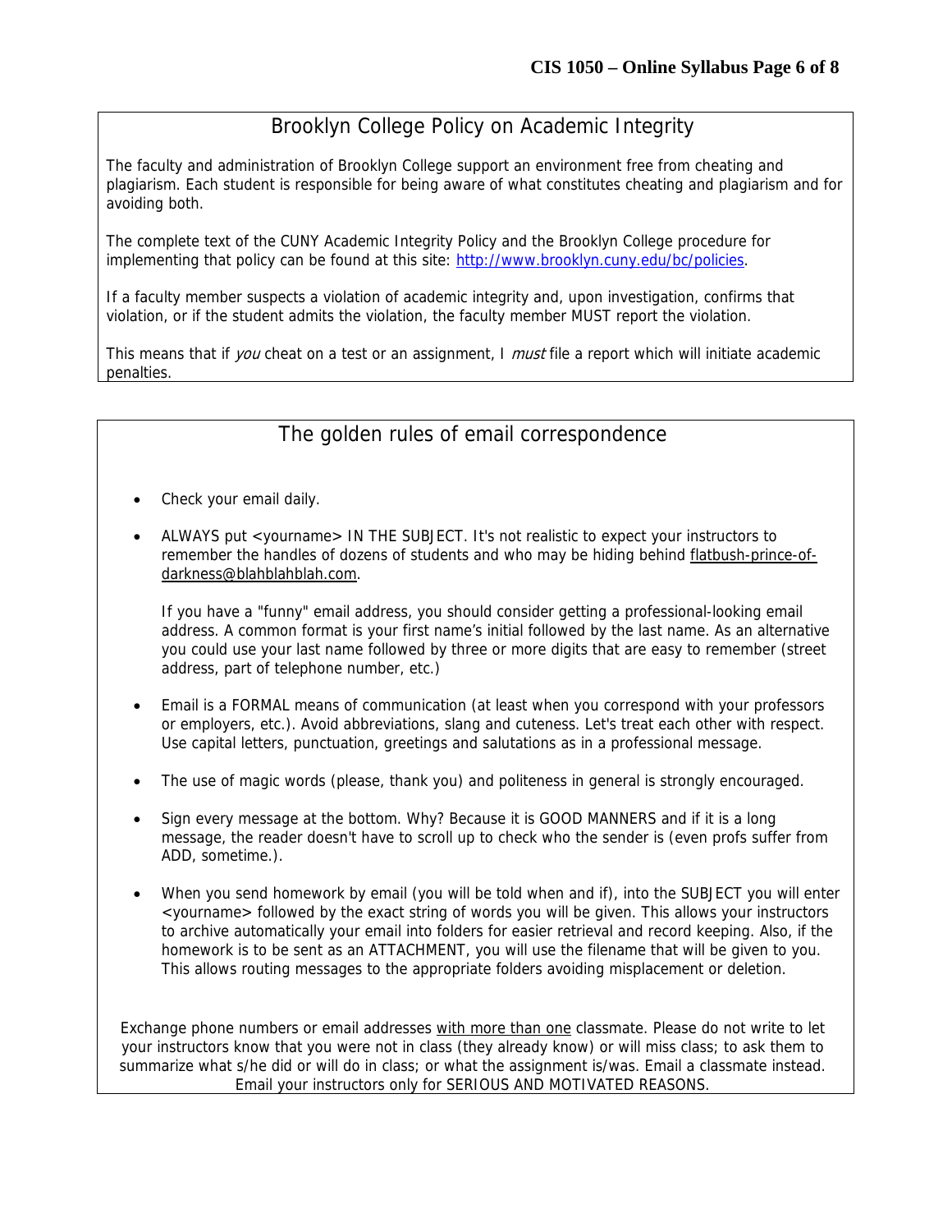## Brooklyn College Policy on Academic Integrity

The faculty and administration of Brooklyn College support an environment free from cheating and plagiarism. Each student is responsible for being aware of what constitutes cheating and plagiarism and for avoiding both.

The complete text of the CUNY Academic Integrity Policy and the Brooklyn College procedure for implementing that policy can be found at this site: http://www.brooklyn.cuny.edu/bc/policies.

If a faculty member suspects a violation of academic integrity and, upon investigation, confirms that violation, or if the student admits the violation, the faculty member MUST report the violation.

This means that if *you* cheat on a test or an assignment, I *must* file a report which will initiate academic penalties.

## The golden rules of email correspondence

- Check your email daily.
- ALWAYS put <yourname> IN THE SUBJECT. It's not realistic to expect your instructors to remember the handles of dozens of students and who may be hiding behind flatbush-prince-of-darkness@blahblahblah.com.

  If you have a "funny" email address, you should consider getting a professional-looking email address. A common format is your first name's initial followed by the last name. As an alternative you could use your last name followed by three or more digits that are easy to remember (street address, part of telephone number, etc.)
- Email is a FORMAL means of communication (at least when you correspond with your professors or employers, etc.). Avoid abbreviations, slang and cuteness. Let's treat each other with respect. Use capital letters, punctuation, greetings and salutations as in a professional message.
- The use of magic words (please, thank you) and politeness in general is strongly encouraged.
- Sign every message at the bottom. Why? Because it is GOOD MANNERS and if it is a long message, the reader doesn't have to scroll up to check who the sender is (even profs suffer from ADD, sometime.).
- When you send homework by email (you will be told when and if), into the SUBJECT you will enter <yourname> followed by the exact string of words you will be given. This allows your instructors to archive automatically your email into folders for easier retrieval and record keeping. Also, if the homework is to be sent as an ATTACHMENT, you will use the filename that will be given to you. This allows routing messages to the appropriate folders avoiding misplacement or deletion.

Exchange phone numbers or email addresses with more than one classmate. Please do not write to let your instructors know that you were not in class (they already know) or will miss class; to ask them to summarize what s/he did or will do in class; or what the assignment is/was. Email a classmate instead. Email your instructors only for SERIOUS AND MOTIVATED REASONS.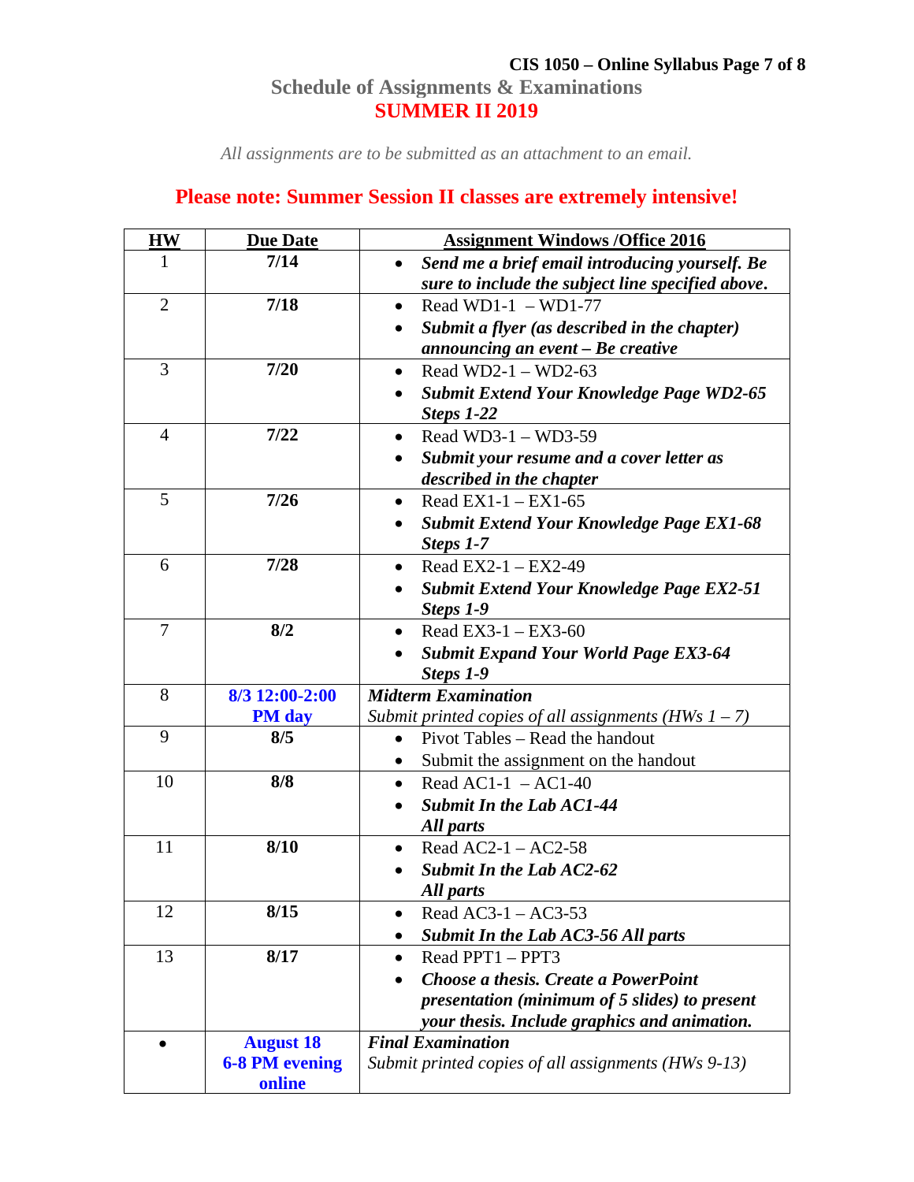## Schedule of Assignments & Examinations

## SUMMER II 2019

*All assignments are to be submitted as an attachment to an email.*

**Please note: Summer Session II classes are extremely intensive!**

| HW | Due Date | Assignment Windows /Office 2016 |
|---|---|---|
| 1 | **7/14** | • ***Send me a brief email introducing yourself. Be sure to include the subject line specified above.*** |
| 2 | **7/18** | • Read WD1-1 – WD1-77<br>• ***Submit a flyer (as described in the chapter) announcing an event – Be creative*** |
| 3 | **7/20** | • Read WD2-1 – WD2-63<br>• ***Submit Extend Your Knowledge Page WD2-65 Steps 1-22*** |
| 4 | **7/22** | • Read WD3-1 – WD3-59<br>• ***Submit your resume and a cover letter as described in the chapter*** |
| 5 | **7/26** | • Read EX1-1 – EX1-65<br>• ***Submit Extend Your Knowledge Page EX1-68 Steps 1-7*** |
| 6 | **7/28** | • Read EX2-1 – EX2-49<br>• ***Submit Extend Your Knowledge Page EX2-51 Steps 1-9*** |
| 7 | **8/2** | • Read EX3-1 – EX3-60<br>• ***Submit Expand Your World Page EX3-64 Steps 1-9*** |
| 8 | **8/3 12:00-2:00 PM day** | ***Midterm Examination***<br>*Submit printed copies of all assignments (HWs 1 – 7)* |
| 9 | **8/5** | • Pivot Tables – Read the handout<br>• Submit the assignment on the handout |
| 10 | **8/8** | • Read AC1-1 – AC1-40<br>• ***Submit In the Lab AC1-44 All parts*** |
| 11 | **8/10** | • Read AC2-1 – AC2-58<br>• ***Submit In the Lab AC2-62 All parts*** |
| 12 | **8/15** | • Read AC3-1 – AC3-53<br>• ***Submit In the Lab AC3-56 All parts*** |
| 13 | **8/17** | • Read PPT1 – PPT3<br>• ***Choose a thesis. Create a PowerPoint presentation (minimum of 5 slides) to present your thesis. Include graphics and animation.*** |
| • | **August 18 6-8 PM evening online** | ***Final Examination***<br>*Submit printed copies of all assignments (HWs 9-13)* |